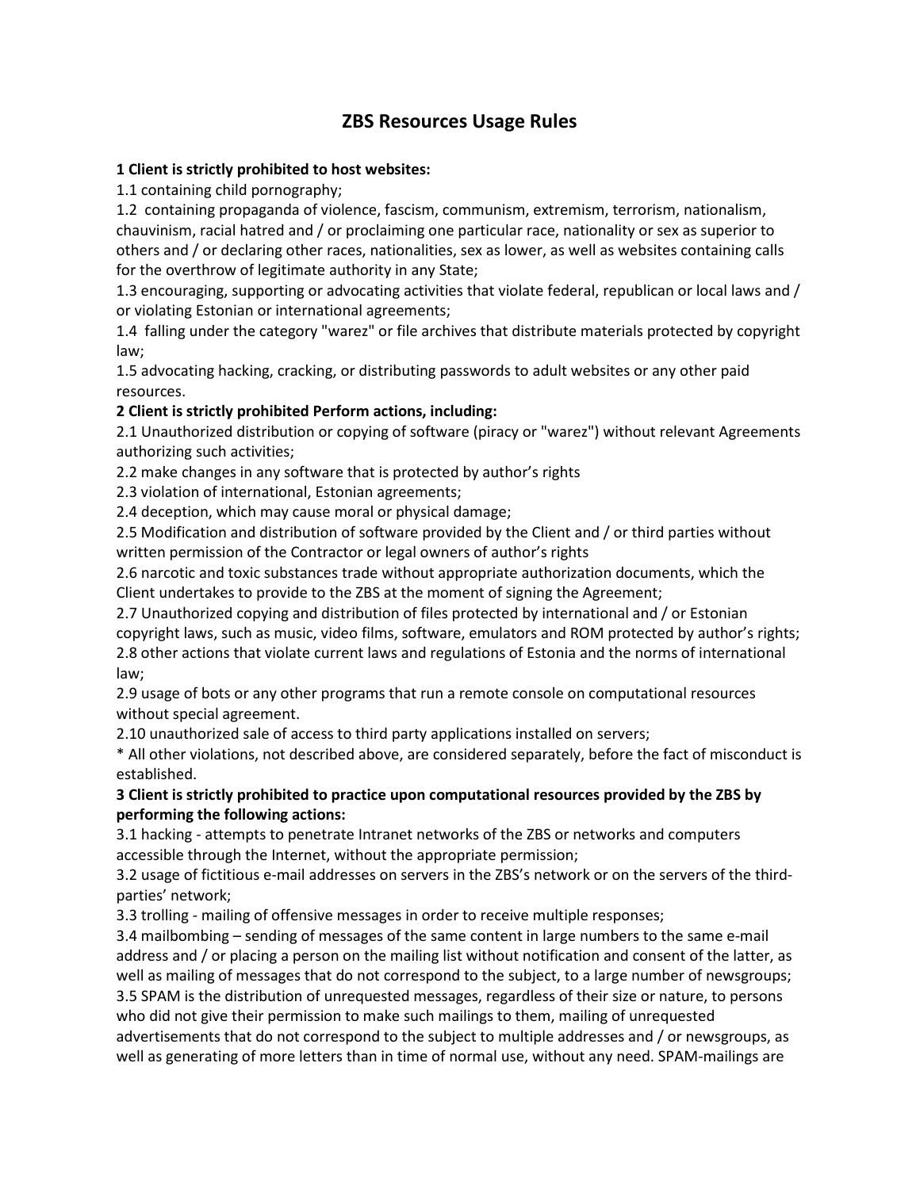# ZBS Resources Usage Rules

**1 Client is strictly prohibited to host websites:**

1.1 containing child pornography;

1.2 containing propaganda of violence, fascism, communism, extremism, terrorism, nationalism, chauvinism, racial hatred and / or proclaiming one particular race, nationality or sex as superior to others and / or declaring other races, nationalities, sex as lower, as well as websites containing calls for the overthrow of legitimate authority in any State;

1.3 encouraging, supporting or advocating activities that violate federal, republican or local laws and / or violating Estonian or international agreements;

1.4 falling under the category "warez" or file archives that distribute materials protected by copyright law;

1.5 advocating hacking, cracking, or distributing passwords to adult websites or any other paid resources.

**2 Client is strictly prohibited Perform actions, including:**

2.1 Unauthorized distribution or copying of software (piracy or "warez") without relevant Agreements authorizing such activities;

2.2 make changes in any software that is protected by author's rights

2.3 violation of international, Estonian agreements;

2.4 deception, which may cause moral or physical damage;

2.5 Modification and distribution of software provided by the Client and / or third parties without written permission of the Contractor or legal owners of author's rights

2.6 narcotic and toxic substances trade without appropriate authorization documents, which the Client undertakes to provide to the ZBS at the moment of signing the Agreement;

2.7 Unauthorized copying and distribution of files protected by international and / or Estonian copyright laws, such as music, video films, software, emulators and ROM protected by author's rights;

2.8 other actions that violate current laws and regulations of Estonia and the norms of international law;

2.9 usage of bots or any other programs that run a remote console on computational resources without special agreement.

2.10 unauthorized sale of access to third party applications installed on servers;

* All other violations, not described above, are considered separately, before the fact of misconduct is established.

**3 Client is strictly prohibited to practice upon computational resources provided by the ZBS by performing the following actions:**

3.1 hacking - attempts to penetrate Intranet networks of the ZBS or networks and computers accessible through the Internet, without the appropriate permission;

3.2 usage of fictitious e-mail addresses on servers in the ZBS's network or on the servers of the third-parties' network;

3.3 trolling - mailing of offensive messages in order to receive multiple responses;

3.4 mailbombing – sending of messages of the same content in large numbers to the same e-mail address and / or placing a person on the mailing list without notification and consent of the latter, as well as mailing of messages that do not correspond to the subject, to a large number of newsgroups;

3.5 SPAM is the distribution of unrequested messages, regardless of their size or nature, to persons who did not give their permission to make such mailings to them, mailing of unrequested advertisements that do not correspond to the subject to multiple addresses and / or newsgroups, as well as generating of more letters than in time of normal use, without any need. SPAM-mailings are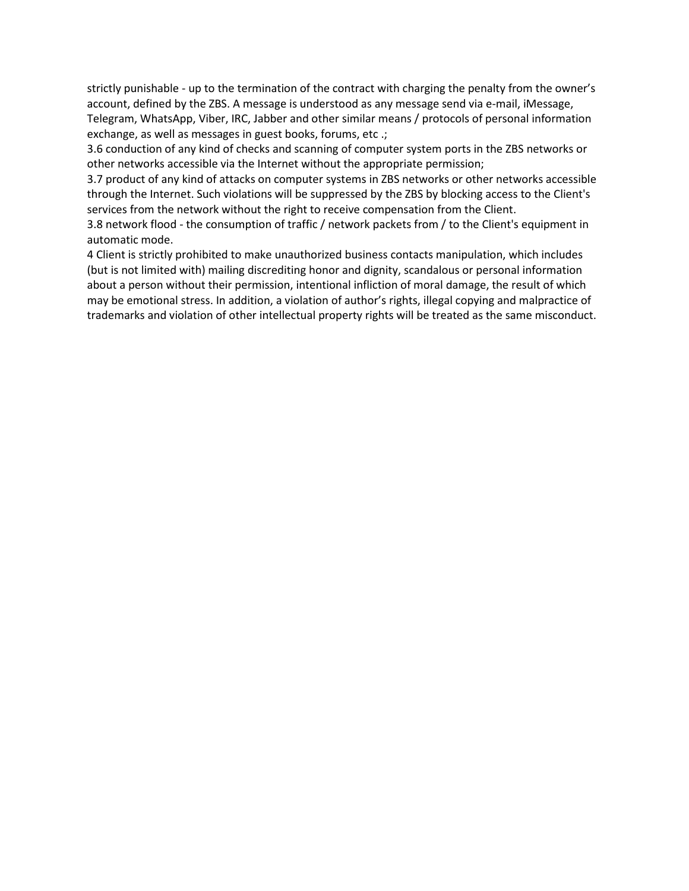strictly punishable - up to the termination of the contract with charging the penalty from the owner's account, defined by the ZBS. A message is understood as any message send via e-mail, iMessage, Telegram, WhatsApp, Viber, IRC, Jabber and other similar means / protocols of personal information exchange, as well as messages in guest books, forums, etc .;

3.6 conduction of any kind of checks and scanning of computer system ports in the ZBS networks or other networks accessible via the Internet without the appropriate permission;

3.7 product of any kind of attacks on computer systems in ZBS networks or other networks accessible through the Internet. Such violations will be suppressed by the ZBS by blocking access to the Client's services from the network without the right to receive compensation from the Client.

3.8 network flood - the consumption of traffic / network packets from / to the Client's equipment in automatic mode.

4 Client is strictly prohibited to make unauthorized business contacts manipulation, which includes (but is not limited with) mailing discrediting honor and dignity, scandalous or personal information about a person without their permission, intentional infliction of moral damage, the result of which may be emotional stress. In addition, a violation of author's rights, illegal copying and malpractice of trademarks and violation of other intellectual property rights will be treated as the same misconduct.